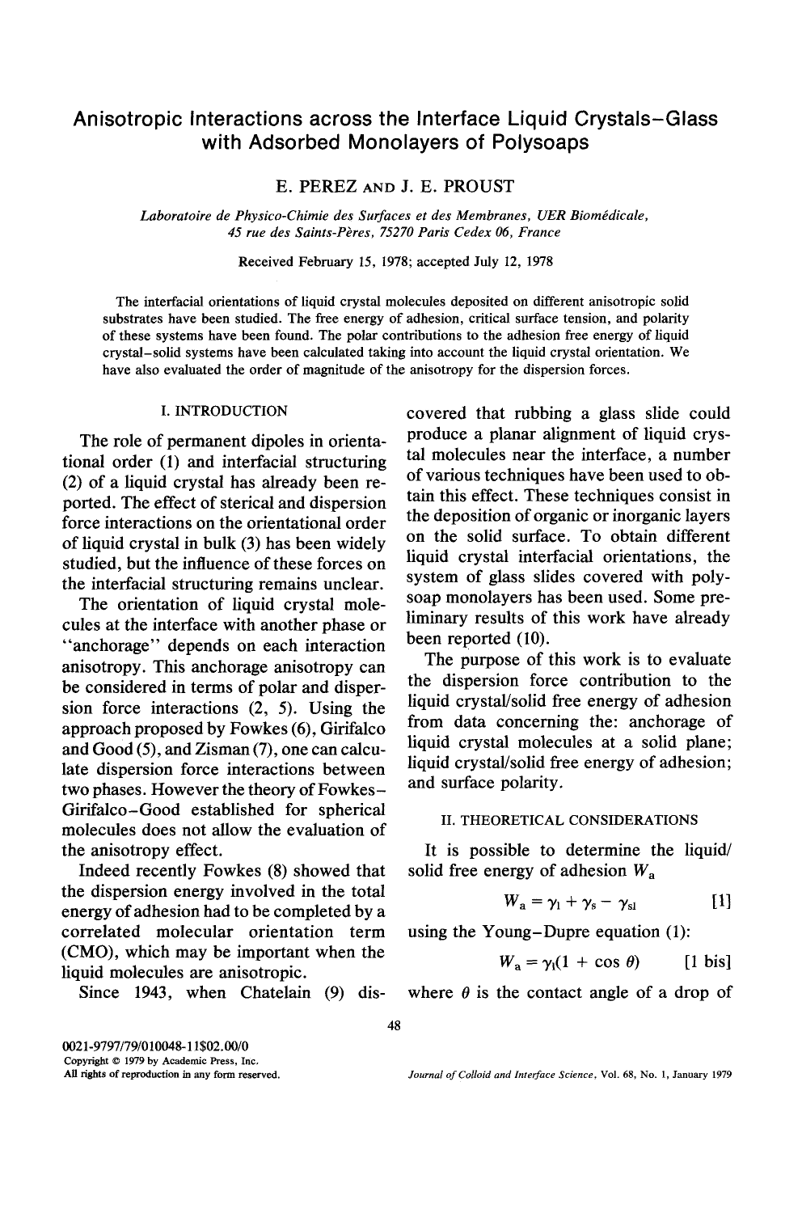# Anisotropic Interactions across the Interface Liquid Crystals–Glass with Adsorbed Monolayers of Polysoaps

E. PEREZ AND J. E. PROUST

*Laboratoire de Physico-Chimie des Surfaces et des Membranes, UER Biomédicale, 45 rue des Saints-Pères, 75270 Paris Cedex 06, France*

Received February 15, 1978; accepted July 12, 1978

The interfacial orientations of liquid crystal molecules deposited on different anisotropic solid substrates have been studied. The free energy of adhesion, critical surface tension, and polarity of these systems have been found. The polar contributions to the adhesion free energy of liquid crystal–solid systems have been calculated taking into account the liquid crystal orientation. We have also evaluated the order of magnitude of the anisotropy for the dispersion forces.

## I. INTRODUCTION

The role of permanent dipoles in orientational order (1) and interfacial structuring (2) of a liquid crystal has already been reported. The effect of sterical and dispersion force interactions on the orientational order of liquid crystal in bulk (3) has been widely studied, but the influence of these forces on the interfacial structuring remains unclear.

The orientation of liquid crystal molecules at the interface with another phase or "anchorage" depends on each interaction anisotropy. This anchorage anisotropy can be considered in terms of polar and dispersion force interactions (2, 5). Using the approach proposed by Fowkes (6), Girifalco and Good (5), and Zisman (7), one can calculate dispersion force interactions between two phases. However the theory of Fowkes–Girifalco–Good established for spherical molecules does not allow the evaluation of the anisotropy effect.

Indeed recently Fowkes (8) showed that the dispersion energy involved in the total energy of adhesion had to be completed by a correlated molecular orientation term (CMO), which may be important when the liquid molecules are anisotropic.

Since 1943, when Chatelain (9) discovered that rubbing a glass slide could produce a planar alignment of liquid crystal molecules near the interface, a number of various techniques have been used to obtain this effect. These techniques consist in the deposition of organic or inorganic layers on the solid surface. To obtain different liquid crystal interfacial orientations, the system of glass slides covered with polysoap monolayers has been used. Some preliminary results of this work have already been reported (10).

The purpose of this work is to evaluate the dispersion force contribution to the liquid crystal/solid free energy of adhesion from data concerning the: anchorage of liquid crystal molecules at a solid plane; liquid crystal/solid free energy of adhesion; and surface polarity.

## II. THEORETICAL CONSIDERATIONS

It is possible to determine the liquid/solid free energy of adhesion $W_a$

$$W_a = \gamma_l + \gamma_s - \gamma_{sl} \qquad [1]$$

using the Young–Dupre equation (1):

$$W_a = \gamma_l(1 + \cos\theta) \qquad [1 \text{ bis}]$$

where $\theta$ is the contact angle of a drop of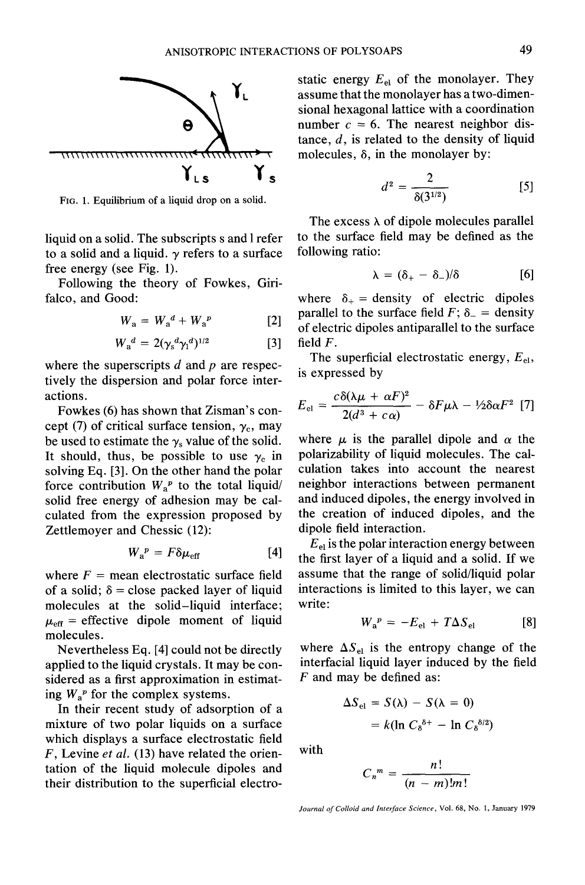$\gamma_L$

$\theta$

$\gamma_{LS}$ $\gamma_S$

FIG. 1. Equilibrium of a liquid drop on a solid.

liquid on a solid. The subscripts s and l refer to a solid and a liquid. $\gamma$ refers to a surface free energy (see Fig. 1).

Following the theory of Fowkes, Girifalco, and Good:

$$W_a = W_a^d + W_a^p \quad [2]$$

$$W_a^d = 2(\gamma_s^d \gamma_l^d)^{1/2} \quad [3]$$

where the superscripts $d$ and $p$ are respectively the dispersion and polar force interactions.

Fowkes (6) has shown that Zisman's concept (7) of critical surface tension, $\gamma_c$, may be used to estimate the $\gamma_s$ value of the solid. It should, thus, be possible to use $\gamma_c$ in solving Eq. [3]. On the other hand the polar force contribution $W_a^p$ to the total liquid/solid free energy of adhesion may be calculated from the expression proposed by Zettlemoyer and Chessic (12):

$$W_a^p = F\delta\mu_{\text{eff}} \quad [4]$$

where $F$ = mean electrostatic surface field of a solid; $\delta$ = close packed layer of liquid molecules at the solid–liquid interface; $\mu_{\text{eff}}$ = effective dipole moment of liquid molecules.

Nevertheless Eq. [4] could not be directly applied to the liquid crystals. It may be considered as a first approximation in estimating $W_a^p$ for the complex systems.

In their recent study of adsorption of a mixture of two polar liquids on a surface which displays a surface electrostatic field $F$, Levine *et al.* (13) have related the orientation of the liquid molecule dipoles and their distribution to the superficial electrostatic energy $E_{\text{el}}$ of the monolayer. They assume that the monolayer has a two-dimensional hexagonal lattice with a coordination number $c = 6$. The nearest neighbor distance, $d$, is related to the density of liquid molecules, $\delta$, in the monolayer by:

$$d^2 = \frac{2}{\delta(3^{1/2})} \quad [5]$$

The excess $\lambda$ of dipole molecules parallel to the surface field may be defined as the following ratio:

$$\lambda = (\delta_+ - \delta_-)/\delta \quad [6]$$

where $\delta_+$ = density of electric dipoles parallel to the surface field $F$; $\delta_-$ = density of electric dipoles antiparallel to the surface field $F$.

The superficial electrostatic energy, $E_{\text{el}}$, is expressed by

$$E_{\text{el}} = \frac{c\delta(\lambda\mu + \alpha F)^2}{2(d^3 + c\alpha)} - \delta F\mu\lambda - \tfrac{1}{2}\delta\alpha F^2 \quad [7]$$

where $\mu$ is the parallel dipole and $\alpha$ the polarizability of liquid molecules. The calculation takes into account the nearest neighbor interactions between permanent and induced dipoles, the energy involved in the creation of induced dipoles, and the dipole field interaction.

$E_{\text{el}}$ is the polar interaction energy between the first layer of a liquid and a solid. If we assume that the range of solid/liquid polar interactions is limited to this layer, we can write:

$$W_a^p = -E_{\text{el}} + T\Delta S_{\text{el}} \quad [8]$$

where $\Delta S_{\text{el}}$ is the entropy change of the interfacial liquid layer induced by the field $F$ and may be defined as:

$$\Delta S_{\text{el}} = S(\lambda) - S(\lambda = 0)$$
$$= k(\ln C_\delta^{\delta+} - \ln C_\delta^{\delta/2})$$

with

$$C_n^m = \frac{n!}{(n-m)!m!}$$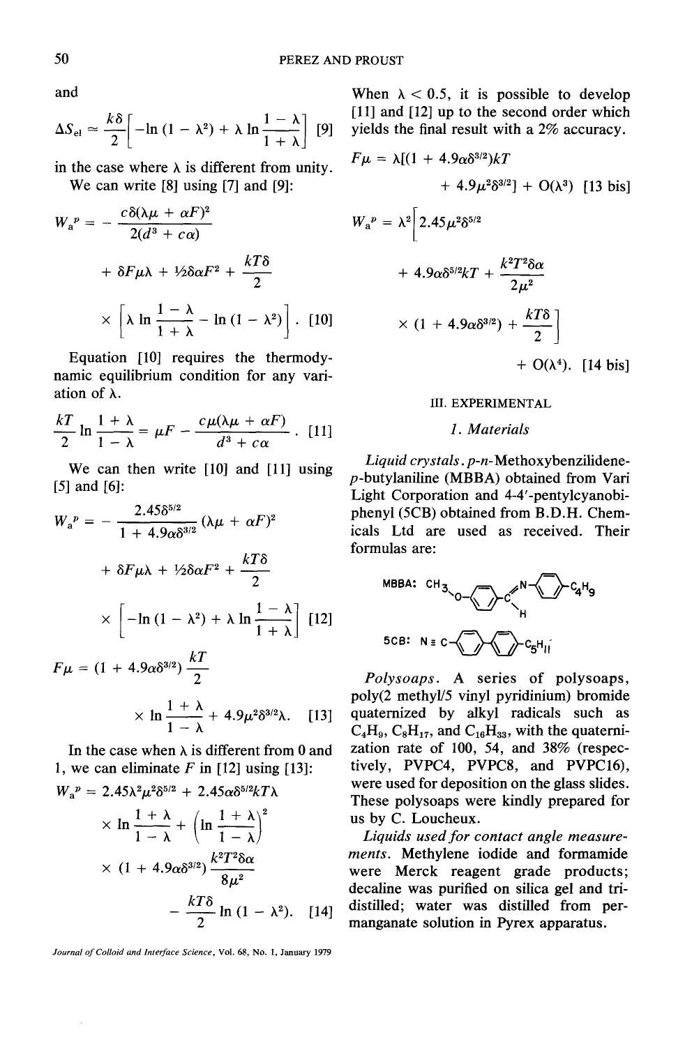and

$$\Delta S_{el} \simeq \frac{k\delta}{2}\left[-\ln(1-\lambda^2) + \lambda \ln\frac{1-\lambda}{1+\lambda}\right] \quad [9]$$

in the case where $\lambda$ is different from unity.

We can write [8] using [7] and [9]:

$$W_a{}^p = -\frac{c\delta(\lambda\mu + \alpha F)^2}{2(d^3 + c\alpha)} + \delta F\mu\lambda + \tfrac{1}{2}\delta\alpha F^2 + \frac{kT\delta}{2} \times \left[\lambda \ln\frac{1-\lambda}{1+\lambda} - \ln(1-\lambda^2)\right]. \quad [10]$$

Equation [10] requires the thermodynamic equilibrium condition for any variation of $\lambda$.

$$\frac{kT}{2}\ln\frac{1+\lambda}{1-\lambda} = \mu F - \frac{c\mu(\lambda\mu + \alpha F)}{d^3 + c\alpha}. \quad [11]$$

We can then write [10] and [11] using [5] and [6]:

$$W_a{}^p = -\frac{2.45\delta^{5/2}}{1 + 4.9\alpha\delta^{3/2}}(\lambda\mu + \alpha F)^2 + \delta F\mu\lambda + \tfrac{1}{2}\delta\alpha F^2 + \frac{kT\delta}{2} \times \left[-\ln(1-\lambda^2) + \lambda \ln\frac{1-\lambda}{1+\lambda}\right] \quad [12]$$

$$F\mu = (1 + 4.9\alpha\delta^{3/2})\frac{kT}{2} \times \ln\frac{1+\lambda}{1-\lambda} + 4.9\mu^2\delta^{3/2}\lambda. \quad [13]$$

In the case when $\lambda$ is different from 0 and 1, we can eliminate $F$ in [12] using [13]:

$$W_a{}^p = 2.45\lambda^2\mu^2\delta^{5/2} + 2.45\alpha\delta^{5/2}kT\lambda \times \ln\frac{1+\lambda}{1-\lambda} + \left(\ln\frac{1+\lambda}{1-\lambda}\right)^2 \times (1 + 4.9\alpha\delta^{3/2})\frac{k^2T^2\delta\alpha}{8\mu^2} - \frac{kT\delta}{2}\ln(1-\lambda^2). \quad [14]$$

When $\lambda < 0.5$, it is possible to develop [11] and [12] up to the second order which yields the final result with a 2% accuracy.

$$F\mu = \lambda[(1 + 4.9\alpha\delta^{3/2})kT + 4.9\mu^2\delta^{3/2}] + O(\lambda^3) \quad [13 \text{ bis}]$$

$$W_a{}^p = \lambda^2\left[2.45\mu^2\delta^{5/2} + 4.9\alpha\delta^{5/2}kT + \frac{k^2T^2\delta\alpha}{2\mu^2} \times (1 + 4.9\alpha\delta^{3/2}) + \frac{kT\delta}{2}\right] + O(\lambda^4). \quad [14 \text{ bis}]$$

## III. EXPERIMENTAL

### 1. Materials

*Liquid crystals.* *p-n*-Methoxybenzilidene-*p*-butylaniline (MBBA) obtained from Vari Light Corporation and 4-4′-pentylcyanobiphenyl (5CB) obtained from B.D.H. Chemicals Ltd are used as received. Their formulas are:

MBBA: $CH_3O-C_6H_4-CH=N-C_6H_4-C_4H_9$

5CB: $N\equiv C-C_6H_4-C_6H_4-C_5H_{11}$

*Polysoaps.* A series of polysoaps, poly(2 methyl/5 vinyl pyridinium) bromide quaternized by alkyl radicals such as $C_4H_9$, $C_8H_{17}$, and $C_{16}H_{33}$, with the quaternization rate of 100, 54, and 38% (respectively, PVPC4, PVPC8, and PVPC16), were used for deposition on the glass slides. These polysoaps were kindly prepared for us by C. Loucheux.

*Liquids used for contact angle measurements.* Methylene iodide and formamide were Merck reagent grade products; decaline was purified on silica gel and tridistilled; water was distilled from permanganate solution in Pyrex apparatus.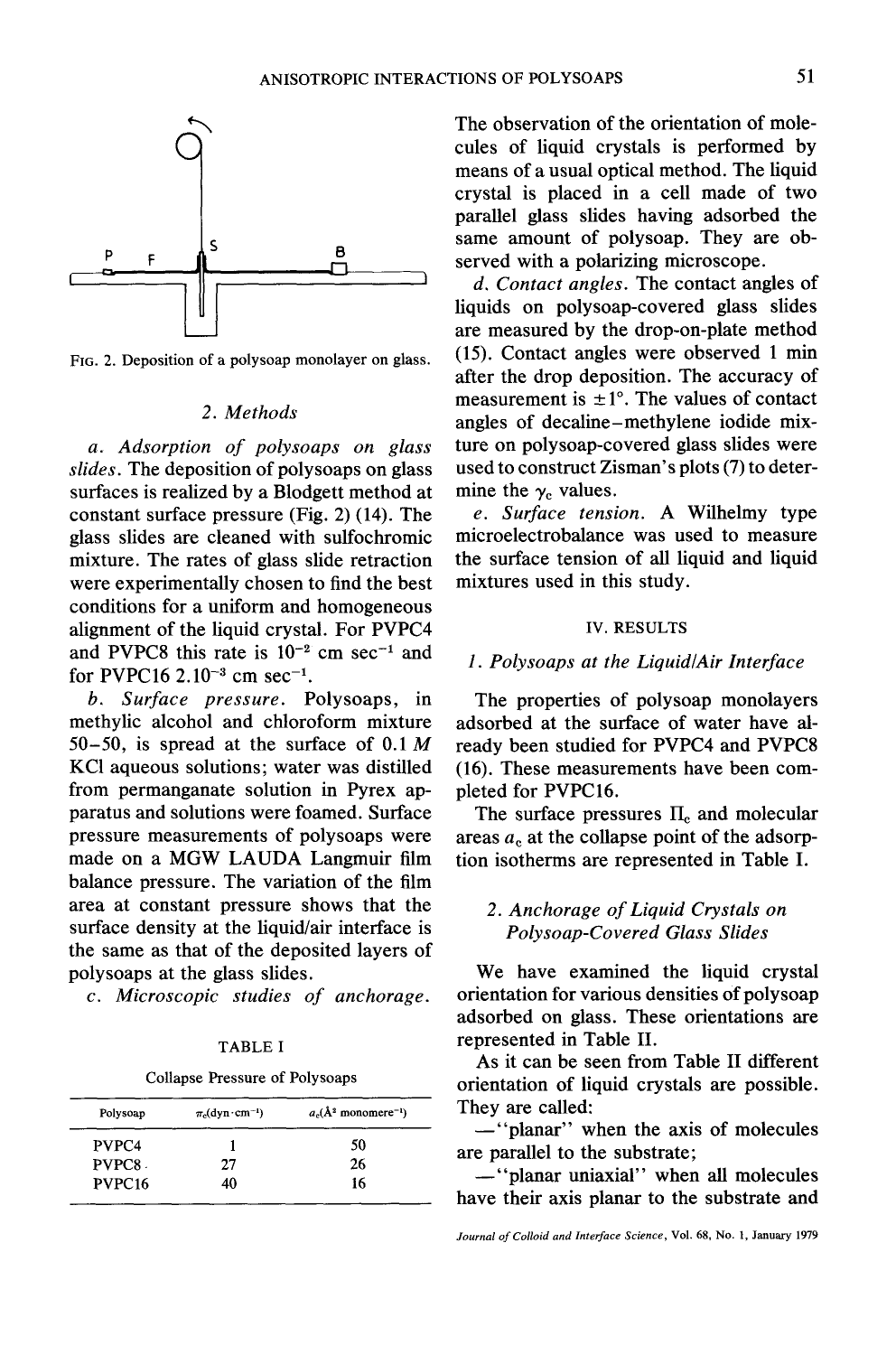P F S B

FIG. 2. Deposition of a polysoap monolayer on glass.

### 2. Methods

*a. Adsorption of polysoaps on glass slides.* The deposition of polysoaps on glass surfaces is realized by a Blodgett method at constant surface pressure (Fig. 2) (14). The glass slides are cleaned with sulfochromic mixture. The rates of glass slide retraction were experimentally chosen to find the best conditions for a uniform and homogeneous alignment of the liquid crystal. For PVPC4 and PVPC8 this rate is $10^{-2}$ cm sec$^{-1}$ and for PVPC16 $2.10^{-3}$ cm sec$^{-1}$.

*b. Surface pressure.* Polysoaps, in methylic alcohol and chloroform mixture 50–50, is spread at the surface of 0.1 *M* KCl aqueous solutions; water was distilled from permanganate solution in Pyrex apparatus and solutions were foamed. Surface pressure measurements of polysoaps were made on a MGW LAUDA Langmuir film balance pressure. The variation of the film area at constant pressure shows that the surface density at the liquid/air interface is the same as that of the deposited layers of polysoaps at the glass slides.

*c. Microscopic studies of anchorage.* The observation of the orientation of molecules of liquid crystals is performed by means of a usual optical method. The liquid crystal is placed in a cell made of two parallel glass slides having adsorbed the same amount of polysoap. They are observed with a polarizing microscope.

*d. Contact angles.* The contact angles of liquids on polysoap-covered glass slides are measured by the drop-on-plate method (15). Contact angles were observed 1 min after the drop deposition. The accuracy of measurement is $\pm 1°$. The values of contact angles of decaline–methylene iodide mixture on polysoap-covered glass slides were used to construct Zisman's plots (7) to determine the $\gamma_c$ values.

*e. Surface tension.* A Wilhelmy type microelectrobalance was used to measure the surface tension of all liquid and liquid mixtures used in this study.

TABLE I

Collapse Pressure of Polysoaps

| Polysoap | $\pi_c$(dyn·cm$^{-1}$) | $a_c$(Å$^2$ monomere$^{-1}$) |
|---|---|---|
| PVPC4 | 1 | 50 |
| PVPC8 | 27 | 26 |
| PVPC16 | 40 | 16 |

## IV. RESULTS

### 1. Polysoaps at the Liquid/Air Interface

The properties of polysoap monolayers adsorbed at the surface of water have already been studied for PVPC4 and PVPC8 (16). These measurements have been completed for PVPC16.

The surface pressures $\Pi_c$ and molecular areas $a_c$ at the collapse point of the adsorption isotherms are represented in Table I.

### 2. Anchorage of Liquid Crystals on Polysoap-Covered Glass Slides

We have examined the liquid crystal orientation for various densities of polysoap adsorbed on glass. These orientations are represented in Table II.

As it can be seen from Table II different orientation of liquid crystals are possible. They are called:

—"planar" when the axis of molecules are parallel to the substrate;

—"planar uniaxial" when all molecules have their axis planar to the substrate and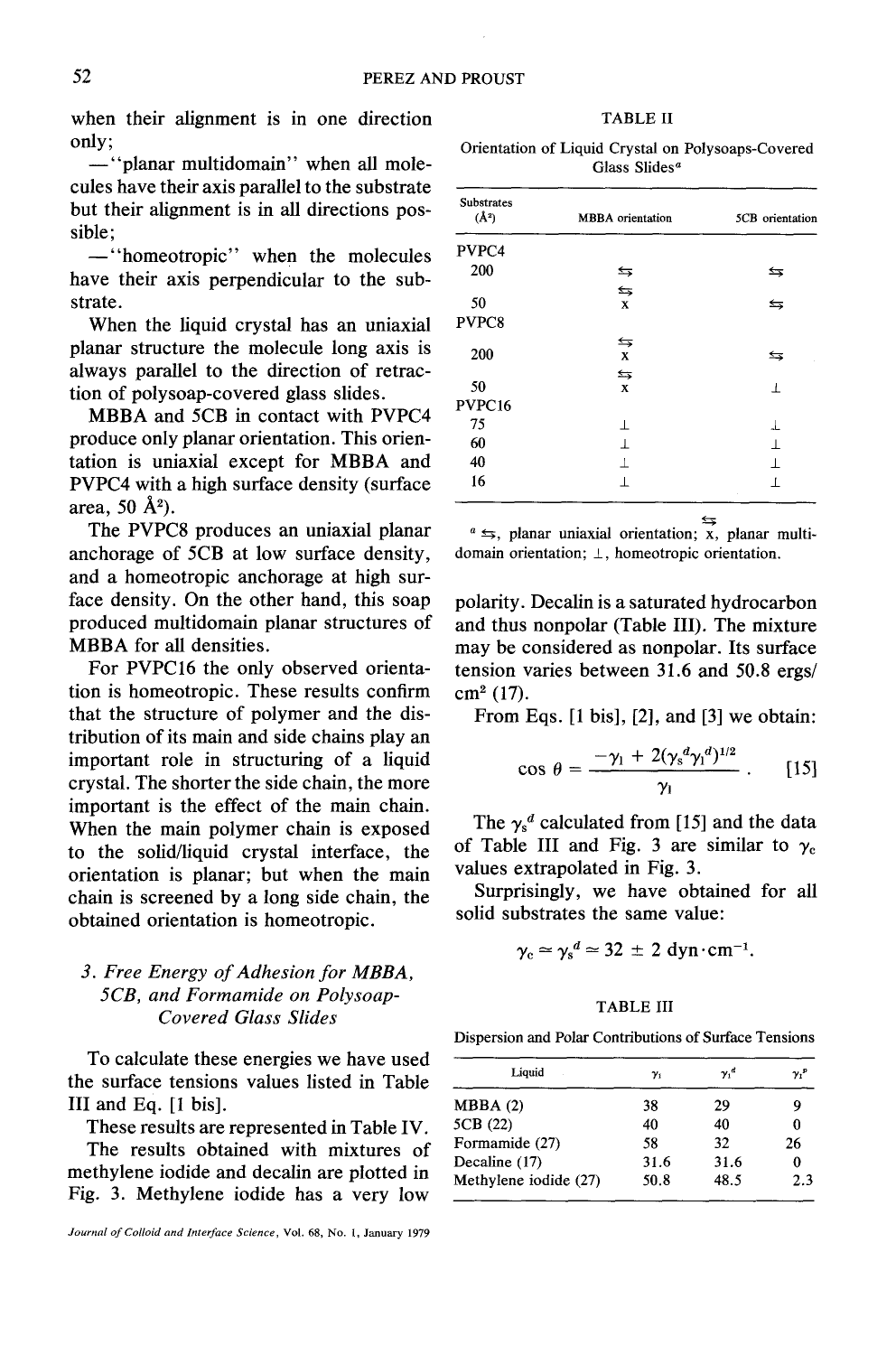when their alignment is in one direction only;

—"planar multidomain" when all molecules have their axis parallel to the substrate but their alignment is in all directions possible;

—"homeotropic" when the molecules have their axis perpendicular to the substrate.

When the liquid crystal has an uniaxial planar structure the molecule long axis is always parallel to the direction of retraction of polysoap-covered glass slides.

MBBA and 5CB in contact with PVPC4 produce only planar orientation. This orientation is uniaxial except for MBBA and PVPC4 with a high surface density (surface area, 50 Å²).

The PVPC8 produces an uniaxial planar anchorage of 5CB at low surface density, and a homeotropic anchorage at high surface density. On the other hand, this soap produced multidomain planar structures of MBBA for all densities.

For PVPC16 the only observed orientation is homeotropic. These results confirm that the structure of polymer and the distribution of its main and side chains play an important role in structuring of a liquid crystal. The shorter the side chain, the more important is the effect of the main chain. When the main polymer chain is exposed to the solid/liquid crystal interface, the orientation is planar; but when the main chain is screened by a long side chain, the obtained orientation is homeotropic.

TABLE II

Orientation of Liquid Crystal on Polysoaps-Covered Glass Slides[a]

| Substrates (Å²) | MBBA orientation | 5CB orientation |
|---|---|---|
| PVPC4 | | |
| 200 | ⇆ | ⇆ |
| 50 | ⇆ x | ⇆ |
| PVPC8 | | |
| 200 | ⇆ x | ⇆ |
| 50 | ⇆ x | ⊥ |
| PVPC16 | | |
| 75 | ⊥ | ⊥ |
| 60 | ⊥ | ⊥ |
| 40 | ⊥ | ⊥ |
| 16 | ⊥ | ⊥ |

[a] ⇆, planar uniaxial orientation; ⇆ x, planar multidomain orientation; ⊥, homeotropic orientation.

### 3. *Free Energy of Adhesion for MBBA, 5CB, and Formamide on Polysoap-Covered Glass Slides*

To calculate these energies we have used the surface tensions values listed in Table III and Eq. [1 bis].

These results are represented in Table IV.

The results obtained with mixtures of methylene iodide and decalin are plotted in Fig. 3. Methylene iodide has a very low polarity. Decalin is a saturated hydrocarbon and thus nonpolar (Table III). The mixture may be considered as nonpolar. Its surface tension varies between 31.6 and 50.8 ergs/cm² (17).

From Eqs. [1 bis], [2], and [3] we obtain:

$$\cos\theta = \frac{-\gamma_l + 2(\gamma_s{}^d\gamma_l{}^d)^{1/2}}{\gamma_l}. \quad [15]$$

The $\gamma_s{}^d$ calculated from [15] and the data of Table III and Fig. 3 are similar to $\gamma_c$ values extrapolated in Fig. 3.

Surprisingly, we have obtained for all solid substrates the same value:

$$\gamma_c \simeq \gamma_s{}^d \simeq 32 \pm 2 \text{ dyn}\cdot\text{cm}^{-1}.$$

TABLE III

Dispersion and Polar Contributions of Surface Tensions

| Liquid | $\gamma_l$ | $\gamma_l{}^d$ | $\gamma_l{}^p$ |
|---|---|---|---|
| MBBA (2) | 38 | 29 | 9 |
| 5CB (22) | 40 | 40 | 0 |
| Formamide (27) | 58 | 32 | 26 |
| Decaline (17) | 31.6 | 31.6 | 0 |
| Methylene iodide (27) | 50.8 | 48.5 | 2.3 |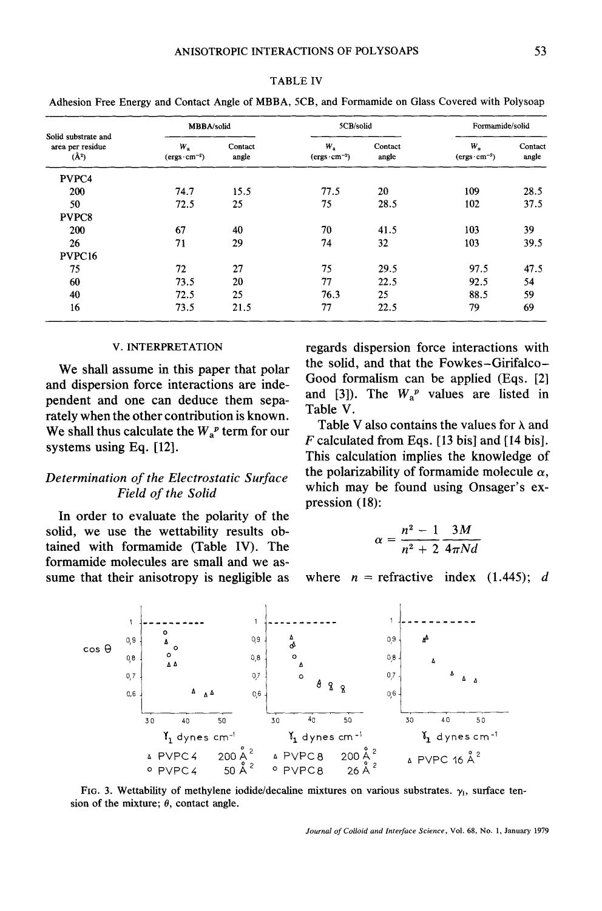TABLE IV

Adhesion Free Energy and Contact Angle of MBBA, 5CB, and Formamide on Glass Covered with Polysoap

| Solid substrate and area per residue (Å²) | MBBA/solid | | 5CB/solid | | Formamide/solid | |
|---|---|---|---|---|---|---|
| | $W_a$ (ergs·cm⁻²) | Contact angle | $W_a$ (ergs·cm⁻²) | Contact angle | $W_a$ (ergs·cm⁻²) | Contact angle |
| PVPC4 | | | | | | |
| 200 | 74.7 | 15.5 | 77.5 | 20 | 109 | 28.5 |
| 50 | 72.5 | 25 | 75 | 28.5 | 102 | 37.5 |
| PVPC8 | | | | | | |
| 200 | 67 | 40 | 70 | 41.5 | 103 | 39 |
| 26 | 71 | 29 | 74 | 32 | 103 | 39.5 |
| PVPC16 | | | | | | |
| 75 | 72 | 27 | 75 | 29.5 | 97.5 | 47.5 |
| 60 | 73.5 | 20 | 77 | 22.5 | 92.5 | 54 |
| 40 | 72.5 | 25 | 76.3 | 25 | 88.5 | 59 |
| 16 | 73.5 | 21.5 | 77 | 22.5 | 79 | 69 |

## V. INTERPRETATION

We shall assume in this paper that polar and dispersion force interactions are independent and one can deduce them separately when the other contribution is known. We shall thus calculate the $W_a^p$ term for our systems using Eq. [12].

### *Determination of the Electrostatic Surface Field of the Solid*

In order to evaluate the polarity of the solid, we use the wettability results obtained with formamide (Table IV). The formamide molecules are small and we assume that their anisotropy is negligible as regards dispersion force interactions with the solid, and that the Fowkes–Girifalco–Good formalism can be applied (Eqs. [2] and [3]). The $W_a^p$ values are listed in Table V.

Table V also contains the values for $\lambda$ and $F$ calculated from Eqs. [13 bis] and [14 bis]. This calculation implies the knowledge of the polarizability of formamide molecule $\alpha$, which may be found using Onsager's expression (18):

$$\alpha = \frac{n^2 - 1}{n^2 + 2} \frac{3M}{4\pi N d}$$

where $n$ = refractive index (1.445); $d$

cos θ

1
0,9
0,8
0,7
0,6

30 40 50

$\gamma_1$ dynes cm⁻¹

▵ PVPC4 200 Å²
○ PVPC4 50 Å²

▵ PVPC8 200 Å²
○ PVPC8 26 Å²

▵ PVPC 16 Å²

FIG. 3. Wettability of methylene iodide/decaline mixtures on various substrates. $\gamma_l$, surface tension of the mixture; $\theta$, contact angle.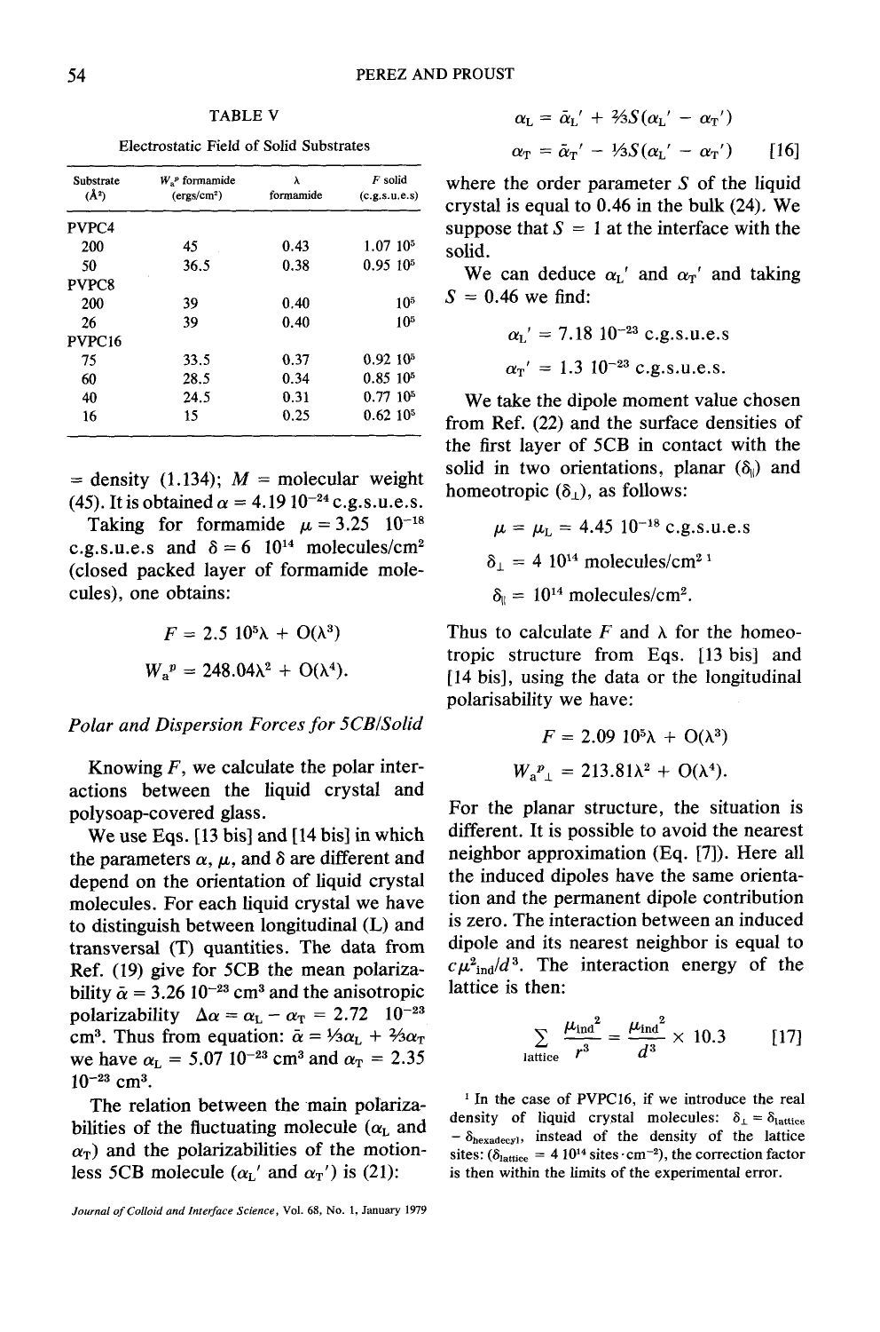TABLE V

Electrostatic Field of Solid Substrates

| Substrate (Å²) | $W_a^p$ formamide (ergs/cm²) | λ formamide | F solid (c.g.s.u.e.s) |
|---|---|---|---|
| PVPC4 | | | |
| 200 | 45 | 0.43 | $1.07\ 10^5$ |
| 50 | 36.5 | 0.38 | $0.95\ 10^5$ |
| PVPC8 | | | |
| 200 | 39 | 0.40 | $10^5$ |
| 26 | 39 | 0.40 | $10^5$ |
| PVPC16 | | | |
| 75 | 33.5 | 0.37 | $0.92\ 10^5$ |
| 60 | 28.5 | 0.34 | $0.85\ 10^5$ |
| 40 | 24.5 | 0.31 | $0.77\ 10^5$ |
| 16 | 15 | 0.25 | $0.62\ 10^5$ |

= density (1.134); $M$ = molecular weight (45). It is obtained $\alpha = 4.19\ 10^{-24}$ c.g.s.u.e.s.

Taking for formamide $\mu = 3.25\ 10^{-18}$ c.g.s.u.e.s and $\delta = 6\ 10^{14}$ molecules/cm² (closed packed layer of formamide molecules), one obtains:

$$F = 2.5\ 10^5\lambda + O(\lambda^3)$$

$$W_a{}^p = 248.04\lambda^2 + O(\lambda^4).$$

*Polar and Dispersion Forces for 5CB/Solid*

Knowing $F$, we calculate the polar interactions between the liquid crystal and polysoap-covered glass.

We use Eqs. [13 bis] and [14 bis] in which the parameters $\alpha$, $\mu$, and $\delta$ are different and depend on the orientation of liquid crystal molecules. For each liquid crystal we have to distinguish between longitudinal (L) and transversal (T) quantities. The data from Ref. (19) give for 5CB the mean polarizability $\bar{\alpha} = 3.26\ 10^{-23}$ cm³ and the anisotropic polarizability $\Delta\alpha = \alpha_L - \alpha_T = 2.72\ 10^{-23}$ cm³. Thus from equation: $\bar{\alpha} = \frac{1}{3}\alpha_L + \frac{2}{3}\alpha_T$ we have $\alpha_L = 5.07\ 10^{-23}$ cm³ and $\alpha_T = 2.35\ 10^{-23}$ cm³.

The relation between the main polarizabilities of the fluctuating molecule ($\alpha_L$ and $\alpha_T$) and the polarizabilities of the motionless 5CB molecule ($\alpha_L'$ and $\alpha_T'$) is (21):

$$\alpha_L = \bar{\alpha}_L' + \tfrac{2}{3}S(\alpha_L' - \alpha_T')$$

$$\alpha_T = \bar{\alpha}_T' - \tfrac{1}{3}S(\alpha_L' - \alpha_T') \qquad [16]$$

where the order parameter $S$ of the liquid crystal is equal to 0.46 in the bulk (24). We suppose that $S = 1$ at the interface with the solid.

We can deduce $\alpha_L'$ and $\alpha_T'$ and taking $S = 0.46$ we find:

$$\alpha_L' = 7.18\ 10^{-23}\ \text{c.g.s.u.e.s}$$

$$\alpha_T' = 1.3\ 10^{-23}\ \text{c.g.s.u.e.s.}$$

We take the dipole moment value chosen from Ref. (22) and the surface densities of the first layer of 5CB in contact with the solid in two orientations, planar ($\delta_\parallel$) and homeotropic ($\delta_\perp$), as follows:

$$\mu = \mu_L = 4.45\ 10^{-18}\ \text{c.g.s.u.e.s}$$

$$\delta_\perp = 4\ 10^{14}\ \text{molecules/cm}^2\ [1]$$

$$\delta_\parallel = 10^{14}\ \text{molecules/cm}^2.$$

Thus to calculate $F$ and $\lambda$ for the homeotropic structure from Eqs. [13 bis] and [14 bis], using the data or the longitudinal polarisability we have:

$$F = 2.09\ 10^5\lambda + O(\lambda^3)$$

$$W_a{}^p{}_\perp = 213.81\lambda^2 + O(\lambda^4).$$

For the planar structure, the situation is different. It is possible to avoid the nearest neighbor approximation (Eq. [7]). Here all the induced dipoles have the same orientation and the permanent dipole contribution is zero. The interaction between an induced dipole and its nearest neighbor is equal to $c\mu^2_{ind}/d^3$. The interaction energy of the lattice is then:

$$\sum_{\text{lattice}} \frac{\mu_{ind}{}^2}{r^3} = \frac{\mu_{ind}{}^2}{d^3} \times 10.3 \qquad [17]$$

[1] In the case of PVPC16, if we introduce the real density of liquid crystal molecules: $\delta_\perp = \delta_{lattice} - \delta_{hexadecyl}$, instead of the density of the lattice sites: ($\delta_{lattice} = 4\ 10^{14}$ sites·cm⁻²), the correction factor is then within the limits of the experimental error.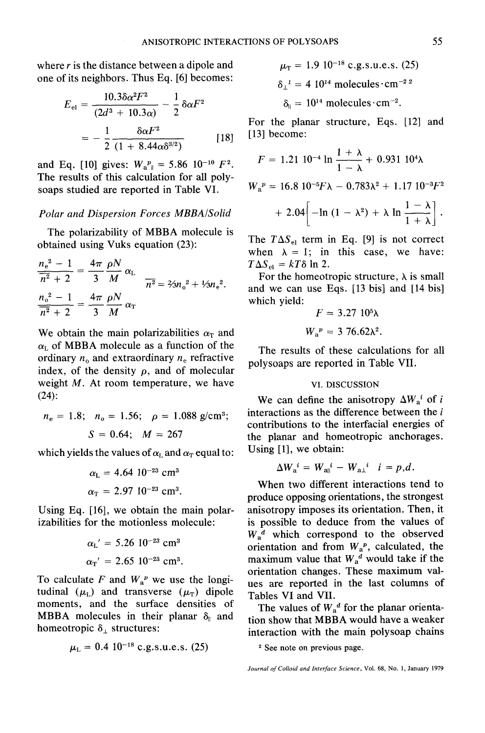where $r$ is the distance between a dipole and one of its neighbors. Thus Eq. [6] becomes:

$$E_{el} = \frac{10.3\delta\alpha^2 F^2}{(2d^3 + 10.3\alpha)} - \frac{1}{2}\delta\alpha F^2$$

$$= -\frac{1}{2}\frac{\delta\alpha F^2}{(1 + 8.44\alpha\delta^{3/2})} \quad [18]$$

and Eq. [10] gives: $W_{a\parallel}^{p} = 5.86\ 10^{-10}\ F^2$. The results of this calculation for all polysoaps studied are reported in Table VI.

*Polar and Dispersion Forces MBBA/Solid*

The polarizability of MBBA molecule is obtained using Vuks equation (23):

$$\frac{n_e^2 - 1}{\overline{n^2} + 2} = \frac{4\pi}{3}\frac{\rho N}{M}\alpha_L$$

$$\frac{n_o^2 - 1}{\overline{n^2} + 2} = \frac{4\pi}{3}\frac{\rho N}{M}\alpha_T \qquad \overline{n^2} = \tfrac{2}{3}n_o^2 + \tfrac{1}{3}n_e^2.$$

We obtain the main polarizabilities $\alpha_T$ and $\alpha_L$ of MBBA molecule as a function of the ordinary $n_o$ and extraordinary $n_e$ refractive index, of the density $\rho$, and of molecular weight $M$. At room temperature, we have (24):

$$n_e = 1.8; \quad n_o = 1.56; \quad \rho = 1.088\ \text{g/cm}^3;$$

$$S = 0.64; \quad M = 267$$

which yields the values of $\alpha_L$ and $\alpha_T$ equal to:

$$\alpha_L = 4.64\ 10^{-23}\ \text{cm}^3$$

$$\alpha_T = 2.97\ 10^{-23}\ \text{cm}^3.$$

Using Eq. [16], we obtain the main polarizabilities for the motionless molecule:

$$\alpha_L' = 5.26\ 10^{-23}\ \text{cm}^3$$

$$\alpha_T' = 2.65\ 10^{-23}\ \text{cm}^3.$$

To calculate $F$ and $W_a^p$ we use the longitudinal ($\mu_L$) and transverse ($\mu_T$) dipole moments, and the surface densities of MBBA molecules in their planar $\delta_\parallel$ and homeotropic $\delta_\perp$ structures:

$$\mu_L = 0.4\ 10^{-18}\ \text{c.g.s.u.e.s. (25)}$$

$$\mu_T = 1.9\ 10^{-18}\ \text{c.g.s.u.e.s. (25)}$$

$$\delta_\perp{}^{1} = 4\ 10^{14}\ \text{molecules}\cdot\text{cm}^{-2}\ {}^{2}$$

$$\delta_\parallel = 10^{14}\ \text{molecules}\cdot\text{cm}^{-2}.$$

For the planar structure, Eqs. [12] and [13] become:

$$F = 1.21\ 10^{-4}\ln\frac{1+\lambda}{1-\lambda} + 0.931\ 10^4\lambda$$

$$W_a^p = 16.8\ 10^{-5}F\lambda - 0.783\lambda^2 + 1.17\ 10^{-3}F^2 + 2.04\left[-\ln(1-\lambda^2) + \lambda\ln\frac{1-\lambda}{1+\lambda}\right].$$

The $T\Delta S_{el}$ term in Eq. [9] is not correct when $\lambda = 1$; in this case, we have: $T\Delta S_{el} = kT\delta\ln 2$.

For the homeotropic structure, $\lambda$ is small and we can use Eqs. [13 bis] and [14 bis] which yield:

$$F = 3.27\ 10^5\lambda$$

$$W_a^p = 3\ 76.62\lambda^2.$$

The results of these calculations for all polysoaps are reported in Table VII.

## VI. DISCUSSION

We can define the anisotropy $\Delta W_a^i$ of $i$ interactions as the difference between the $i$ contributions to the interfacial energies of the planar and homeotropic anchorages. Using [1], we obtain:

$$\Delta W_a^i = W_{a\parallel}^i - W_{a\perp}^i \quad i = p,d.$$

When two different interactions tend to produce opposing orientations, the strongest anisotropy imposes its orientation. Then, it is possible to deduce from the values of $W_a^d$ which correspond to the observed orientation and from $W_a^p$, calculated, the maximum value that $W_a^d$ would take if the orientation changes. These maximum values are reported in the last columns of Tables VI and VII.

The values of $W_a^d$ for the planar orientation show that MBBA would have a weaker interaction with the main polysoap chains

[2] See note on previous page.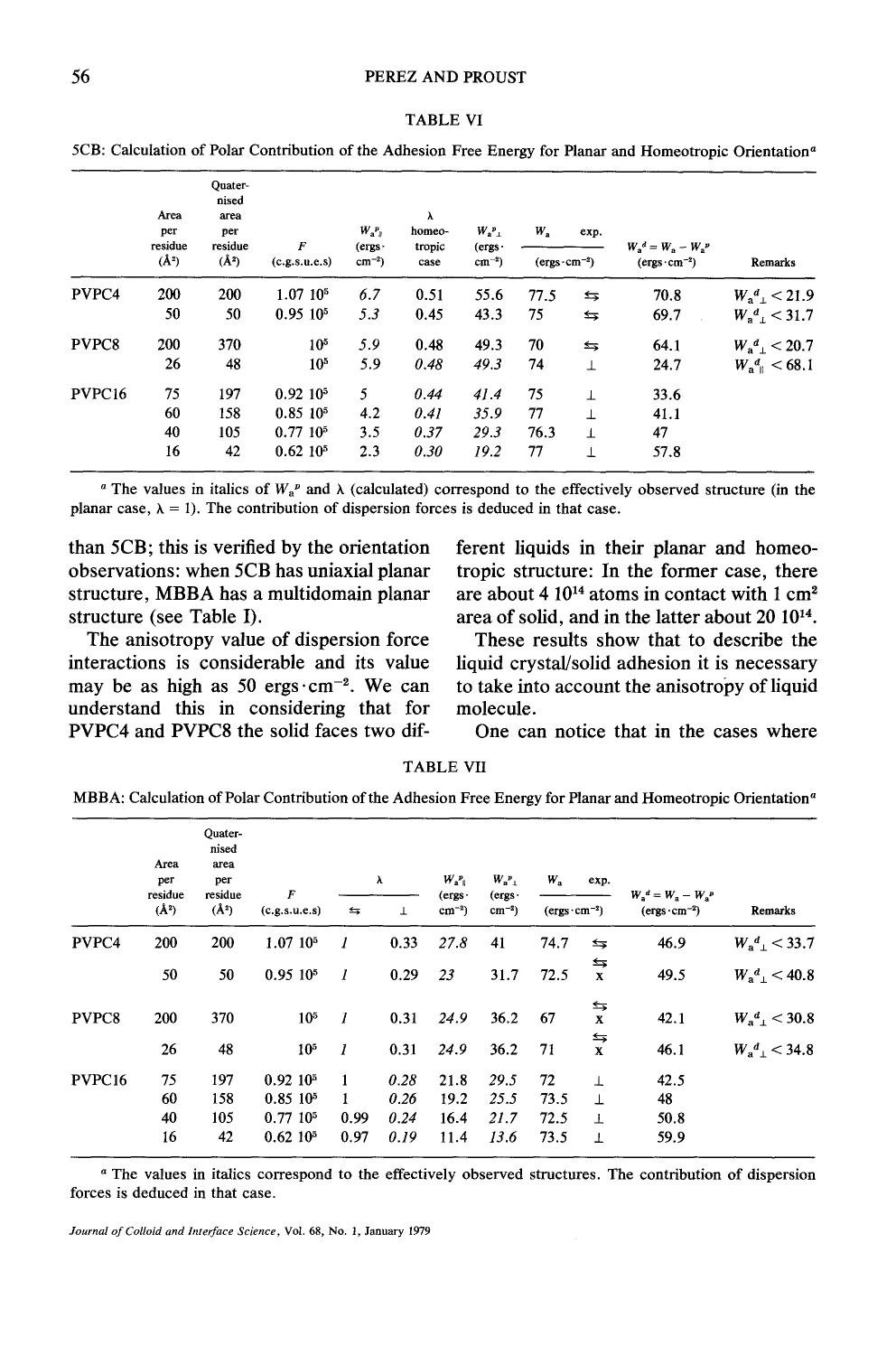TABLE VI

5CB: Calculation of Polar Contribution of the Adhesion Free Energy for Planar and Homeotropic Orientation[a]

| | Area per residue (Å²) | Quaternised area per residue (Å²) | $F$ (c.g.s.u.e.s) | $W_a{}^p{}_\parallel$ (ergs · cm⁻²) | λ homeotropic case | $W_a{}^p{}_\perp$ (ergs · cm⁻²) | $W_a$ (ergs · cm⁻²) | exp. | $W_a{}^d = W_a - W_a{}^p$ (ergs · cm⁻²) | Remarks |
|---|---|---|---|---|---|---|---|---|---|---|
| PVPC4 | 200 | 200 | 1.07 10⁵ | *6.7* | 0.51 | 55.6 | 77.5 | ⇆ | 70.8 | $W_a{}^d{}_\perp < 21.9$ |
| | 50 | 50 | 0.95 10⁵ | *5.3* | 0.45 | 43.3 | 75 | ⇆ | 69.7 | $W_a{}^d{}_\perp < 31.7$ |
| PVPC8 | 200 | 370 | 10⁵ | *5.9* | 0.48 | 49.3 | 70 | ⇆ | 64.1 | $W_a{}^d{}_\perp < 20.7$ |
| | 26 | 48 | 10⁵ | 5.9 | *0.48* | *49.3* | 74 | ⊥ | 24.7 | $W_a{}^d{}_\parallel < 68.1$ |
| PVPC16 | 75 | 197 | 0.92 10⁵ | 5 | *0.44* | *41.4* | 75 | ⊥ | 33.6 | |
| | 60 | 158 | 0.85 10⁵ | 4.2 | *0.41* | *35.9* | 77 | ⊥ | 41.1 | |
| | 40 | 105 | 0.77 10⁵ | 3.5 | *0.37* | *29.3* | 76.3 | ⊥ | 47 | |
| | 16 | 42 | 0.62 10⁵ | 2.3 | *0.30* | *19.2* | 77 | ⊥ | 57.8 | |

[a] The values in italics of $W_a{}^p$ and λ (calculated) correspond to the effectively observed structure (in the planar case, λ = 1). The contribution of dispersion forces is deduced in that case.

than 5CB; this is verified by the orientation observations: when 5CB has uniaxial planar structure, MBBA has a multidomain planar structure (see Table I).

The anisotropy value of dispersion force interactions is considerable and its value may be as high as 50 ergs · cm⁻². We can understand this in considering that for PVPC4 and PVPC8 the solid faces two different liquids in their planar and homeotropic structure: In the former case, there are about 4 10¹⁴ atoms in contact with 1 cm² area of solid, and in the latter about 20 10¹⁴.

These results show that to describe the liquid crystal/solid adhesion it is necessary to take into account the anisotropy of liquid molecule.

One can notice that in the cases where

TABLE VII

MBBA: Calculation of Polar Contribution of the Adhesion Free Energy for Planar and Homeotropic Orientation[a]

| | Area per residue (Å²) | Quaternised area per residue (Å²) | $F$ (c.g.s.u.e.s) | λ ⇆ | λ ⊥ | $W_a{}^p{}_\parallel$ (ergs · cm⁻²) | $W_a{}^p{}_\perp$ (ergs · cm⁻²) | $W_a$ (ergs · cm⁻²) | exp. | $W_a{}^d = W_a - W_a{}^p$ (ergs · cm⁻²) | Remarks |
|---|---|---|---|---|---|---|---|---|---|---|---|
| PVPC4 | 200 | 200 | 1.07 10⁵ | *1* | 0.33 | *27.8* | 41 | 74.7 | ⇆ | 46.9 | $W_a{}^d{}_\perp < 33.7$ |
| | 50 | 50 | 0.95 10⁵ | *1* | 0.29 | *23* | 31.7 | 72.5 | ⇆ x | 49.5 | $W_a{}^d{}_\perp < 40.8$ |
| PVPC8 | 200 | 370 | 10⁵ | *1* | 0.31 | *24.9* | 36.2 | 67 | ⇆ x | 42.1 | $W_a{}^d{}_\perp < 30.8$ |
| | 26 | 48 | 10⁵ | *1* | 0.31 | *24.9* | 36.2 | 71 | ⇆ x | 46.1 | $W_a{}^d{}_\perp < 34.8$ |
| PVPC16 | 75 | 197 | 0.92 10⁵ | 1 | *0.28* | 21.8 | *29.5* | 72 | ⊥ | 42.5 | |
| | 60 | 158 | 0.85 10⁵ | 1 | *0.26* | 19.2 | *25.5* | 73.5 | ⊥ | 48 | |
| | 40 | 105 | 0.77 10⁵ | 0.99 | *0.24* | 16.4 | *21.7* | 72.5 | ⊥ | 50.8 | |
| | 16 | 42 | 0.62 10⁵ | 0.97 | *0.19* | 11.4 | *13.6* | 73.5 | ⊥ | 59.9 | |

[a] The values in italics correspond to the effectively observed structures. The contribution of dispersion forces is deduced in that case.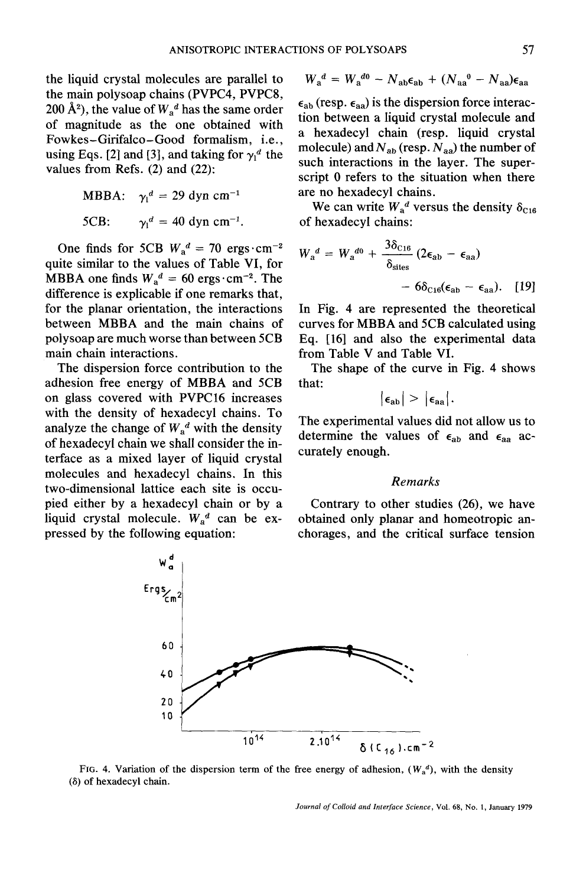the liquid crystal molecules are parallel to the main polysoap chains (PVPC4, PVPC8, 200 Å$^2$), the value of $W_a{}^d$ has the same order of magnitude as the one obtained with Fowkes–Girifalco–Good formalism, i.e., using Eqs. [2] and [3], and taking for $\gamma_l{}^d$ the values from Refs. (2) and (22):

MBBA: $\gamma_l{}^d = 29$ dyn cm$^{-1}$

5CB: $\gamma_l{}^d = 40$ dyn cm$^{-1}$.

One finds for 5CB $W_a{}^d = 70$ ergs·cm$^{-2}$ quite similar to the values of Table VI, for MBBA one finds $W_a{}^d = 60$ ergs·cm$^{-2}$. The difference is explicable if one remarks that, for the planar orientation, the interactions between MBBA and the main chains of polysoap are much worse than between 5CB main chain interactions.

The dispersion force contribution to the adhesion free energy of MBBA and 5CB on glass covered with PVPC16 increases with the density of hexadecyl chains. To analyze the change of $W_a{}^d$ with the density of hexadecyl chain we shall consider the interface as a mixed layer of liquid crystal molecules and hexadecyl chains. In this two-dimensional lattice each site is occupied either by a hexadecyl chain or by a liquid crystal molecule. $W_a{}^d$ can be expressed by the following equation:

$$W_a{}^d = W_a{}^{d0} - N_{ab}\epsilon_{ab} + (N_{aa}{}^0 - N_{aa})\epsilon_{aa}$$

$\epsilon_{ab}$ (resp. $\epsilon_{aa}$) is the dispersion force interaction between a liquid crystal molecule and a hexadecyl chain (resp. liquid crystal molecule) and $N_{ab}$ (resp. $N_{aa}$) the number of such interactions in the layer. The superscript 0 refers to the situation when there are no hexadecyl chains.

We can write $W_a{}^d$ versus the density $\delta_{C16}$ of hexadecyl chains:

$$W_a{}^d = W_a{}^{d0} + \frac{3\delta_{C16}}{\delta_{sites}}(2\epsilon_{ab} - \epsilon_{aa}) - 6\delta_{C16}(\epsilon_{ab} - \epsilon_{aa}). \quad [19]$$

In Fig. 4 are represented the theoretical curves for MBBA and 5CB calculated using Eq. [16] and also the experimental data from Table V and Table VI.

The shape of the curve in Fig. 4 shows that:

$$|\epsilon_{ab}| > |\epsilon_{aa}|.$$

The experimental values did not allow us to determine the values of $\epsilon_{ab}$ and $\epsilon_{aa}$ accurately enough.

*Remarks*

Contrary to other studies (26), we have obtained only planar and homeotropic anchorages, and the critical surface tension

$W_a{}^d$

Ergs/cm$^2$

60
40
20
10

$10^{14}$
$2.10^{14}$
$\delta$ ($C_{16}$)$\cdot$cm$^{-2}$

FIG. 4. Variation of the dispersion term of the free energy of adhesion, ($W_a{}^d$), with the density ($\delta$) of hexadecyl chain.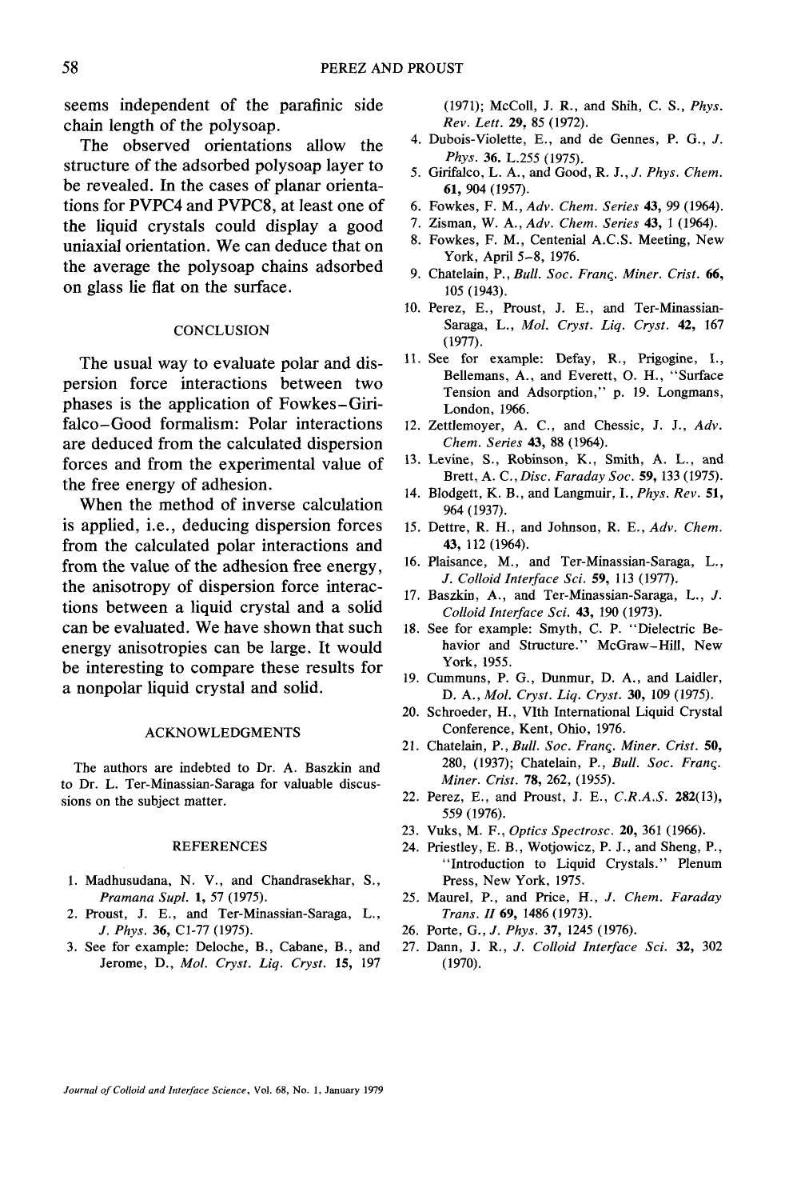seems independent of the parafinic side chain length of the polysoap.

The observed orientations allow the structure of the adsorbed polysoap layer to be revealed. In the cases of planar orientations for PVPC4 and PVPC8, at least one of the liquid crystals could display a good uniaxial orientation. We can deduce that on the average the polysoap chains adsorbed on glass lie flat on the surface.

## CONCLUSION

The usual way to evaluate polar and dispersion force interactions between two phases is the application of Fowkes–Girifalco–Good formalism: Polar interactions are deduced from the calculated dispersion forces and from the experimental value of the free energy of adhesion.

When the method of inverse calculation is applied, i.e., deducing dispersion forces from the calculated polar interactions and from the value of the adhesion free energy, the anisotropy of dispersion force interactions between a liquid crystal and a solid can be evaluated. We have shown that such energy anisotropies can be large. It would be interesting to compare these results for a nonpolar liquid crystal and solid.

## ACKNOWLEDGMENTS

The authors are indebted to Dr. A. Baszkin and to Dr. L. Ter-Minassian-Saraga for valuable discussions on the subject matter.

## REFERENCES

1. Madhusudana, N. V., and Chandrasekhar, S., *Pramana Supl.* **1**, 57 (1975).
2. Proust, J. E., and Ter-Minassian-Saraga, L., *J. Phys.* **36**, C1-77 (1975).
3. See for example: Deloche, B., Cabane, B., and Jerome, D., *Mol. Cryst. Liq. Cryst.* **15**, 197 (1971); McColl, J. R., and Shih, C. S., *Phys. Rev. Lett.* **29**, 85 (1972).
4. Dubois-Violette, E., and de Gennes, P. G., *J. Phys.* **36**. L.255 (1975).
5. Girifalco, L. A., and Good, R. J., *J. Phys. Chem.* **61**, 904 (1957).
6. Fowkes, F. M., *Adv. Chem. Series* **43**, 99 (1964).
7. Zisman, W. A., *Adv. Chem. Series* **43**, 1 (1964).
8. Fowkes, F. M., Centenial A.C.S. Meeting, New York, April 5–8, 1976.
9. Chatelain, P., *Bull. Soc. Franç. Miner. Crist.* **66**, 105 (1943).
10. Perez, E., Proust, J. E., and Ter-Minassian-Saraga, L., *Mol. Cryst. Liq. Cryst.* **42**, 167 (1977).
11. See for example: Defay, R., Prigogine, I., Bellemans, A., and Everett, O. H., "Surface Tension and Adsorption," p. 19. Longmans, London, 1966.
12. Zettlemoyer, A. C., and Chessic, J. J., *Adv. Chem. Series* **43**, 88 (1964).
13. Levine, S., Robinson, K., Smith, A. L., and Brett, A. C., *Disc. Faraday Soc.* **59**, 133 (1975).
14. Blodgett, K. B., and Langmuir, I., *Phys. Rev.* **51**, 964 (1937).
15. Dettre, R. H., and Johnson, R. E., *Adv. Chem.* **43**, 112 (1964).
16. Plaisance, M., and Ter-Minassian-Saraga, L., *J. Colloid Interface Sci.* **59**, 113 (1977).
17. Baszkin, A., and Ter-Minassian-Saraga, L., *J. Colloid Interface Sci.* **43**, 190 (1973).
18. See for example: Smyth, C. P. "Dielectric Behavior and Structure." McGraw–Hill, New York, 1955.
19. Cummuns, P. G., Dunmur, D. A., and Laidler, D. A., *Mol. Cryst. Liq. Cryst.* **30**, 109 (1975).
20. Schroeder, H., VIth International Liquid Crystal Conference, Kent, Ohio, 1976.
21. Chatelain, P., *Bull. Soc. Franç. Miner. Crist.* **50**, 280, (1937); Chatelain, P., *Bull. Soc. Franç. Miner. Crist.* **78**, 262, (1955).
22. Perez, E., and Proust, J. E., *C.R.A.S.* **282**(13), 559 (1976).
23. Vuks, M. F., *Optics Spectrosc.* **20**, 361 (1966).
24. Priestley, E. B., Wotjowicz, P. J., and Sheng, P., "Introduction to Liquid Crystals." Plenum Press, New York, 1975.
25. Maurel, P., and Price, H., *J. Chem. Faraday Trans. II* **69**, 1486 (1973).
26. Porte, G., *J. Phys.* **37**, 1245 (1976).
27. Dann, J. R., *J. Colloid Interface Sci.* **32**, 302 (1970).